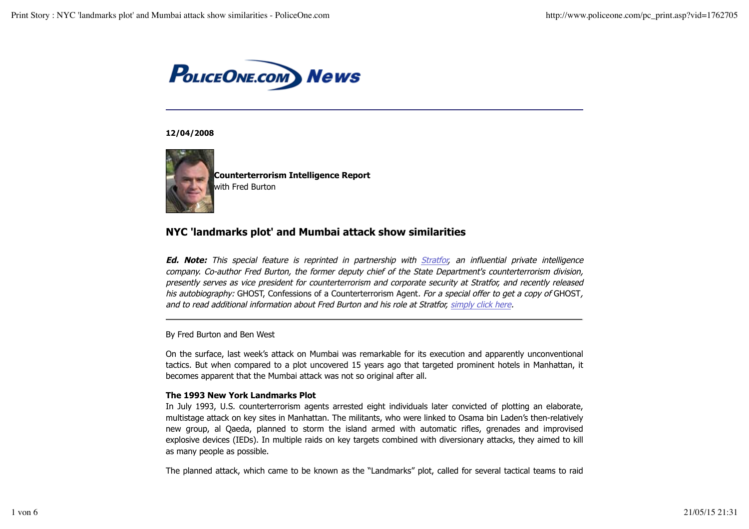PoliceOne.com News

**12/04/2008**

**Counterterrorism Intelligence Report**
with Fred Burton

## NYC 'landmarks plot' and Mumbai attack show similarities

***Ed. Note:*** *This special feature is reprinted in partnership with [Stratfor](), an influential private intelligence company. Co-author Fred Burton, the former deputy chief of the State Department's counterterrorism division, presently serves as vice president for counterterrorism and corporate security at Stratfor, and recently released his autobiography:* GHOST, Confessions of a Counterterrorism Agent. *For a special offer to get a copy of* GHOST*, and to read additional information about Fred Burton and his role at Stratfor, [simply click here]().*

---

By Fred Burton and Ben West

On the surface, last week's attack on Mumbai was remarkable for its execution and apparently unconventional tactics. But when compared to a plot uncovered 15 years ago that targeted prominent hotels in Manhattan, it becomes apparent that the Mumbai attack was not so original after all.

**The 1993 New York Landmarks Plot**
In July 1993, U.S. counterterrorism agents arrested eight individuals later convicted of plotting an elaborate, multistage attack on key sites in Manhattan. The militants, who were linked to Osama bin Laden's then-relatively new group, al Qaeda, planned to storm the island armed with automatic rifles, grenades and improvised explosive devices (IEDs). In multiple raids on key targets combined with diversionary attacks, they aimed to kill as many people as possible.

The planned attack, which came to be known as the "Landmarks" plot, called for several tactical teams to raid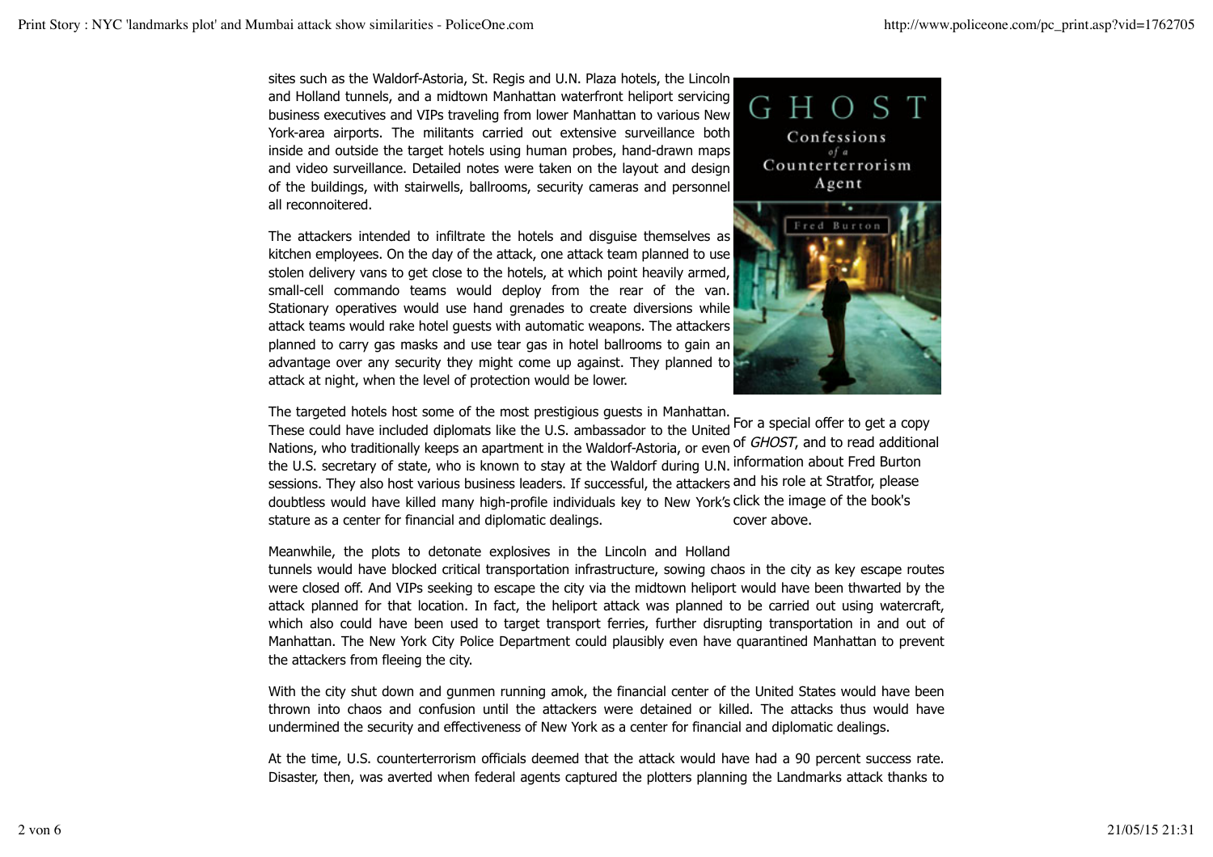sites such as the Waldorf-Astoria, St. Regis and U.N. Plaza hotels, the Lincoln and Holland tunnels, and a midtown Manhattan waterfront heliport servicing business executives and VIPs traveling from lower Manhattan to various New York-area airports. The militants carried out extensive surveillance both inside and outside the target hotels using human probes, hand-drawn maps and video surveillance. Detailed notes were taken on the layout and design of the buildings, with stairwells, ballrooms, security cameras and personnel all reconnoitered.

The attackers intended to infiltrate the hotels and disguise themselves as kitchen employees. On the day of the attack, one attack team planned to use stolen delivery vans to get close to the hotels, at which point heavily armed, small-cell commando teams would deploy from the rear of the van. Stationary operatives would use hand grenades to create diversions while attack teams would rake hotel guests with automatic weapons. The attackers planned to carry gas masks and use tear gas in hotel ballrooms to gain an advantage over any security they might come up against. They planned to attack at night, when the level of protection would be lower.

The targeted hotels host some of the most prestigious guests in Manhattan. These could have included diplomats like the U.S. ambassador to the United Nations, who traditionally keeps an apartment in the Waldorf-Astoria, or even the U.S. secretary of state, who is known to stay at the Waldorf during U.N. sessions. They also host various business leaders. If successful, the attackers doubtless would have killed many high-profile individuals key to New York's stature as a center for financial and diplomatic dealings.

GHOST
Confessions of a Counterterrorism Agent
Fred Burton

For a special offer to get a copy of *GHOST*, and to read additional information about Fred Burton and his role at Stratfor, please click the image of the book's cover above.

Meanwhile, the plots to detonate explosives in the Lincoln and Holland tunnels would have blocked critical transportation infrastructure, sowing chaos in the city as key escape routes were closed off. And VIPs seeking to escape the city via the midtown heliport would have been thwarted by the attack planned for that location. In fact, the heliport attack was planned to be carried out using watercraft, which also could have been used to target transport ferries, further disrupting transportation in and out of Manhattan. The New York City Police Department could plausibly even have quarantined Manhattan to prevent the attackers from fleeing the city.

With the city shut down and gunmen running amok, the financial center of the United States would have been thrown into chaos and confusion until the attackers were detained or killed. The attacks thus would have undermined the security and effectiveness of New York as a center for financial and diplomatic dealings.

At the time, U.S. counterterrorism officials deemed that the attack would have had a 90 percent success rate. Disaster, then, was averted when federal agents captured the plotters planning the Landmarks attack thanks to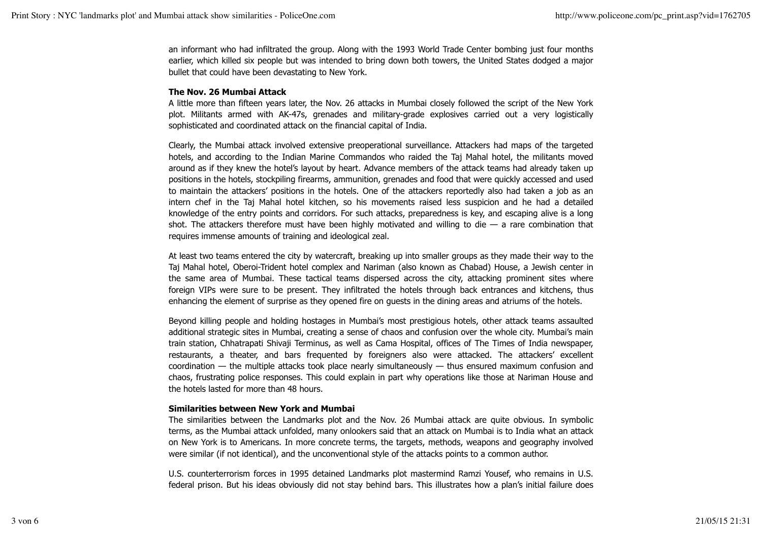an informant who had infiltrated the group. Along with the 1993 World Trade Center bombing just four months earlier, which killed six people but was intended to bring down both towers, the United States dodged a major bullet that could have been devastating to New York.

**The Nov. 26 Mumbai Attack**

A little more than fifteen years later, the Nov. 26 attacks in Mumbai closely followed the script of the New York plot. Militants armed with AK-47s, grenades and military-grade explosives carried out a very logistically sophisticated and coordinated attack on the financial capital of India.

Clearly, the Mumbai attack involved extensive preoperational surveillance. Attackers had maps of the targeted hotels, and according to the Indian Marine Commandos who raided the Taj Mahal hotel, the militants moved around as if they knew the hotel's layout by heart. Advance members of the attack teams had already taken up positions in the hotels, stockpiling firearms, ammunition, grenades and food that were quickly accessed and used to maintain the attackers' positions in the hotels. One of the attackers reportedly also had taken a job as an intern chef in the Taj Mahal hotel kitchen, so his movements raised less suspicion and he had a detailed knowledge of the entry points and corridors. For such attacks, preparedness is key, and escaping alive is a long shot. The attackers therefore must have been highly motivated and willing to die — a rare combination that requires immense amounts of training and ideological zeal.

At least two teams entered the city by watercraft, breaking up into smaller groups as they made their way to the Taj Mahal hotel, Oberoi-Trident hotel complex and Nariman (also known as Chabad) House, a Jewish center in the same area of Mumbai. These tactical teams dispersed across the city, attacking prominent sites where foreign VIPs were sure to be present. They infiltrated the hotels through back entrances and kitchens, thus enhancing the element of surprise as they opened fire on guests in the dining areas and atriums of the hotels.

Beyond killing people and holding hostages in Mumbai's most prestigious hotels, other attack teams assaulted additional strategic sites in Mumbai, creating a sense of chaos and confusion over the whole city. Mumbai's main train station, Chhatrapati Shivaji Terminus, as well as Cama Hospital, offices of The Times of India newspaper, restaurants, a theater, and bars frequented by foreigners also were attacked. The attackers' excellent coordination — the multiple attacks took place nearly simultaneously — thus ensured maximum confusion and chaos, frustrating police responses. This could explain in part why operations like those at Nariman House and the hotels lasted for more than 48 hours.

**Similarities between New York and Mumbai**

The similarities between the Landmarks plot and the Nov. 26 Mumbai attack are quite obvious. In symbolic terms, as the Mumbai attack unfolded, many onlookers said that an attack on Mumbai is to India what an attack on New York is to Americans. In more concrete terms, the targets, methods, weapons and geography involved were similar (if not identical), and the unconventional style of the attacks points to a common author.

U.S. counterterrorism forces in 1995 detained Landmarks plot mastermind Ramzi Yousef, who remains in U.S. federal prison. But his ideas obviously did not stay behind bars. This illustrates how a plan's initial failure does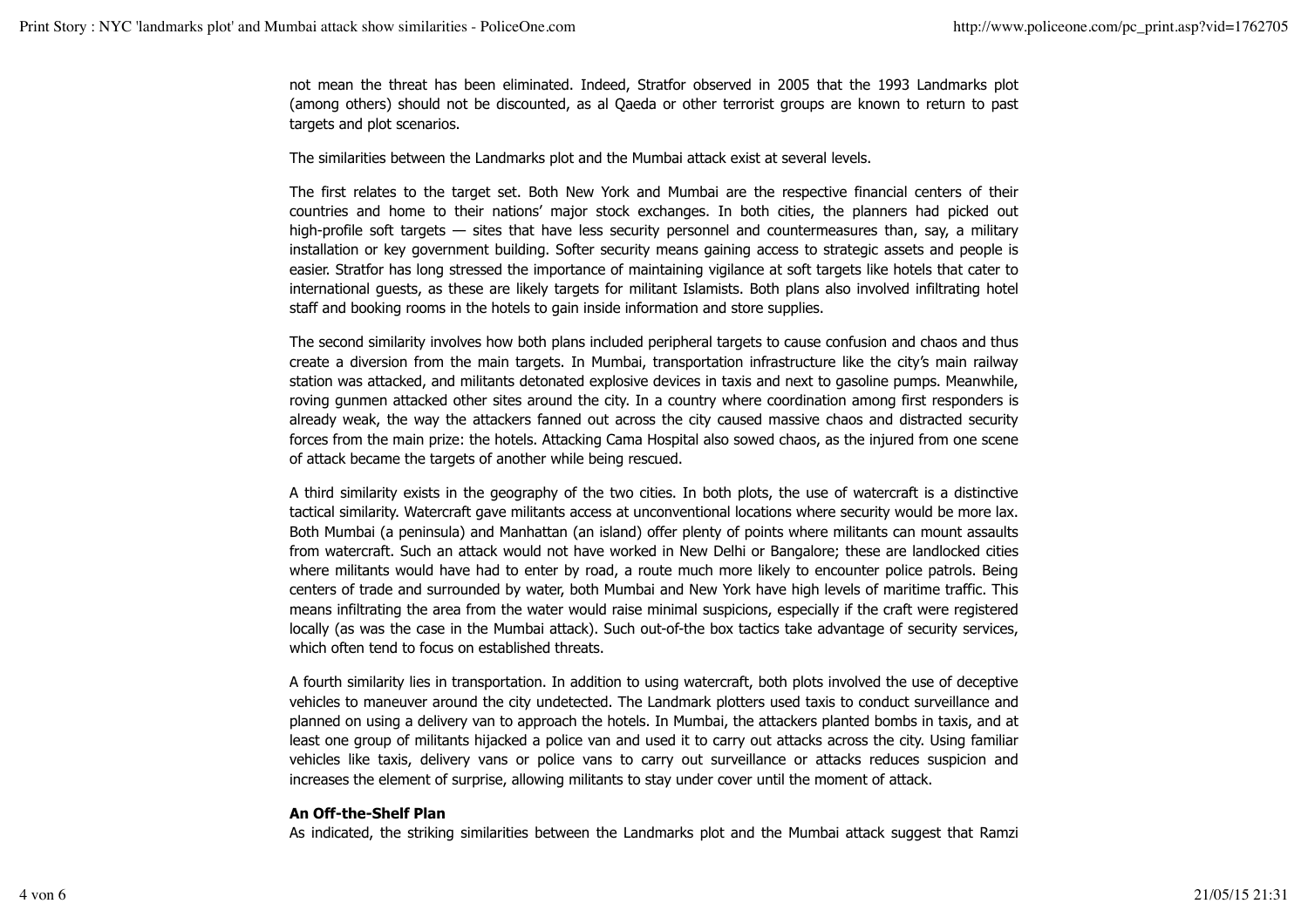not mean the threat has been eliminated. Indeed, Stratfor observed in 2005 that the 1993 Landmarks plot (among others) should not be discounted, as al Qaeda or other terrorist groups are known to return to past targets and plot scenarios.

The similarities between the Landmarks plot and the Mumbai attack exist at several levels.

The first relates to the target set. Both New York and Mumbai are the respective financial centers of their countries and home to their nations' major stock exchanges. In both cities, the planners had picked out high-profile soft targets — sites that have less security personnel and countermeasures than, say, a military installation or key government building. Softer security means gaining access to strategic assets and people is easier. Stratfor has long stressed the importance of maintaining vigilance at soft targets like hotels that cater to international guests, as these are likely targets for militant Islamists. Both plans also involved infiltrating hotel staff and booking rooms in the hotels to gain inside information and store supplies.

The second similarity involves how both plans included peripheral targets to cause confusion and chaos and thus create a diversion from the main targets. In Mumbai, transportation infrastructure like the city's main railway station was attacked, and militants detonated explosive devices in taxis and next to gasoline pumps. Meanwhile, roving gunmen attacked other sites around the city. In a country where coordination among first responders is already weak, the way the attackers fanned out across the city caused massive chaos and distracted security forces from the main prize: the hotels. Attacking Cama Hospital also sowed chaos, as the injured from one scene of attack became the targets of another while being rescued.

A third similarity exists in the geography of the two cities. In both plots, the use of watercraft is a distinctive tactical similarity. Watercraft gave militants access at unconventional locations where security would be more lax. Both Mumbai (a peninsula) and Manhattan (an island) offer plenty of points where militants can mount assaults from watercraft. Such an attack would not have worked in New Delhi or Bangalore; these are landlocked cities where militants would have had to enter by road, a route much more likely to encounter police patrols. Being centers of trade and surrounded by water, both Mumbai and New York have high levels of maritime traffic. This means infiltrating the area from the water would raise minimal suspicions, especially if the craft were registered locally (as was the case in the Mumbai attack). Such out-of-the box tactics take advantage of security services, which often tend to focus on established threats.

A fourth similarity lies in transportation. In addition to using watercraft, both plots involved the use of deceptive vehicles to maneuver around the city undetected. The Landmark plotters used taxis to conduct surveillance and planned on using a delivery van to approach the hotels. In Mumbai, the attackers planted bombs in taxis, and at least one group of militants hijacked a police van and used it to carry out attacks across the city. Using familiar vehicles like taxis, delivery vans or police vans to carry out surveillance or attacks reduces suspicion and increases the element of surprise, allowing militants to stay under cover until the moment of attack.

**An Off-the-Shelf Plan**

As indicated, the striking similarities between the Landmarks plot and the Mumbai attack suggest that Ramzi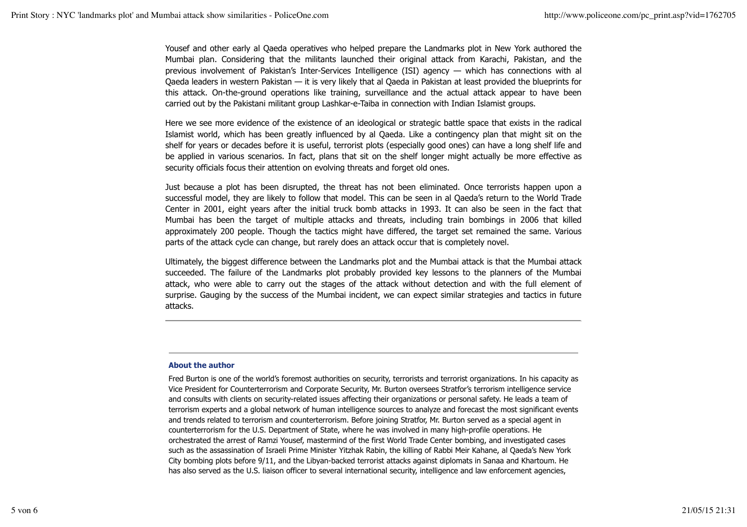Yousef and other early al Qaeda operatives who helped prepare the Landmarks plot in New York authored the Mumbai plan. Considering that the militants launched their original attack from Karachi, Pakistan, and the previous involvement of Pakistan's Inter-Services Intelligence (ISI) agency — which has connections with al Qaeda leaders in western Pakistan — it is very likely that al Qaeda in Pakistan at least provided the blueprints for this attack. On-the-ground operations like training, surveillance and the actual attack appear to have been carried out by the Pakistani militant group Lashkar-e-Taiba in connection with Indian Islamist groups.

Here we see more evidence of the existence of an ideological or strategic battle space that exists in the radical Islamist world, which has been greatly influenced by al Qaeda. Like a contingency plan that might sit on the shelf for years or decades before it is useful, terrorist plots (especially good ones) can have a long shelf life and be applied in various scenarios. In fact, plans that sit on the shelf longer might actually be more effective as security officials focus their attention on evolving threats and forget old ones.

Just because a plot has been disrupted, the threat has not been eliminated. Once terrorists happen upon a successful model, they are likely to follow that model. This can be seen in al Qaeda's return to the World Trade Center in 2001, eight years after the initial truck bomb attacks in 1993. It can also be seen in the fact that Mumbai has been the target of multiple attacks and threats, including train bombings in 2006 that killed approximately 200 people. Though the tactics might have differed, the target set remained the same. Various parts of the attack cycle can change, but rarely does an attack occur that is completely novel.

Ultimately, the biggest difference between the Landmarks plot and the Mumbai attack is that the Mumbai attack succeeded. The failure of the Landmarks plot probably provided key lessons to the planners of the Mumbai attack, who were able to carry out the stages of the attack without detection and with the full element of surprise. Gauging by the success of the Mumbai incident, we can expect similar strategies and tactics in future attacks.

---

**About the author**

Fred Burton is one of the world's foremost authorities on security, terrorists and terrorist organizations. In his capacity as Vice President for Counterterrorism and Corporate Security, Mr. Burton oversees Stratfor's terrorism intelligence service and consults with clients on security-related issues affecting their organizations or personal safety. He leads a team of terrorism experts and a global network of human intelligence sources to analyze and forecast the most significant events and trends related to terrorism and counterterrorism. Before joining Stratfor, Mr. Burton served as a special agent in counterterrorism for the U.S. Department of State, where he was involved in many high-profile operations. He orchestrated the arrest of Ramzi Yousef, mastermind of the first World Trade Center bombing, and investigated cases such as the assassination of Israeli Prime Minister Yitzhak Rabin, the killing of Rabbi Meir Kahane, al Qaeda's New York City bombing plots before 9/11, and the Libyan-backed terrorist attacks against diplomats in Sanaa and Khartoum. He has also served as the U.S. liaison officer to several international security, intelligence and law enforcement agencies,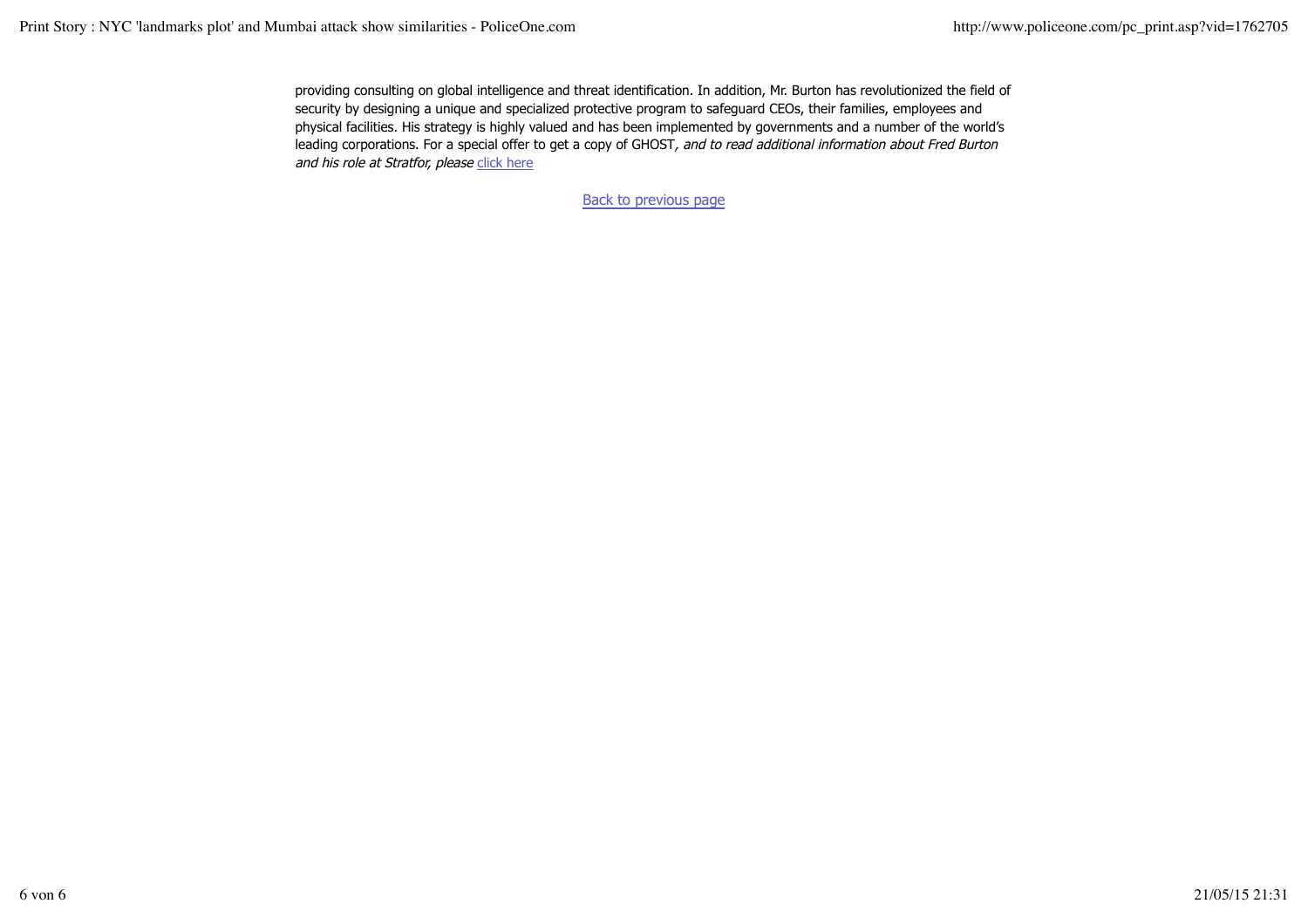providing consulting on global intelligence and threat identification. In addition, Mr. Burton has revolutionized the field of security by designing a unique and specialized protective program to safeguard CEOs, their families, employees and physical facilities. His strategy is highly valued and has been implemented by governments and a number of the world's leading corporations. For a special offer to get a copy of GHOST*, and to read additional information about Fred Burton and his role at Stratfor, please* click here

Back to previous page